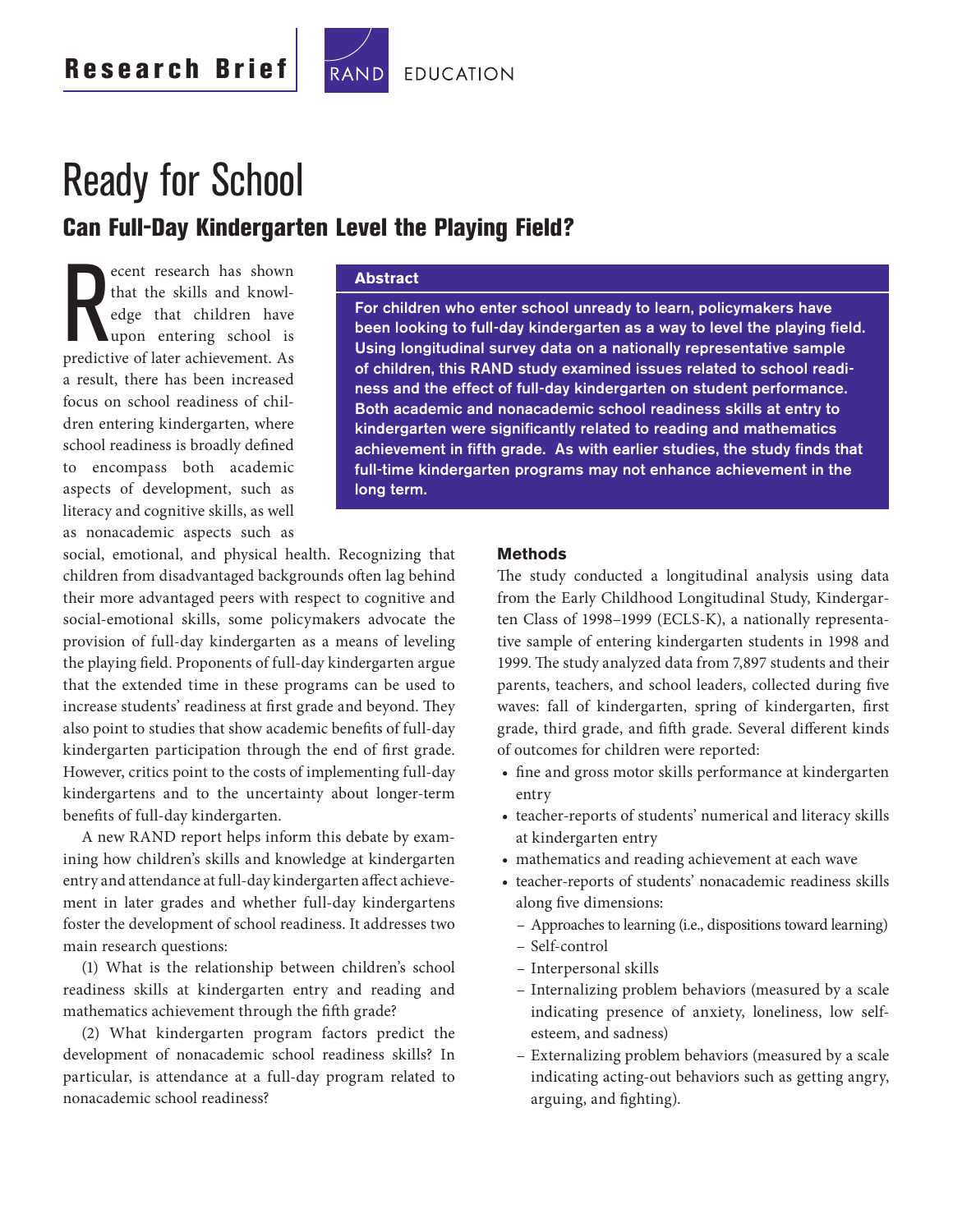Research Brief

RAND EDUCATION

# Ready for School

## Can Full-Day Kindergarten Level the Playing Field?

### Abstract

**For children who enter school unready to learn, policymakers have been looking to full-day kindergarten as a way to level the playing field. Using longitudinal survey data on a nationally representative sample of children, this RAND study examined issues related to school readiness and the effect of full-day kindergarten on student performance. Both academic and nonacademic school readiness skills at entry to kindergarten were significantly related to reading and mathematics achievement in fifth grade. As with earlier studies, the study finds that full-time kindergarten programs may not enhance achievement in the long term.**

Recent research has shown that the skills and knowledge that children have upon entering school is predictive of later achievement. As a result, there has been increased focus on school readiness of children entering kindergarten, where school readiness is broadly defined to encompass both academic aspects of development, such as literacy and cognitive skills, as well as nonacademic aspects such as social, emotional, and physical health. Recognizing that children from disadvantaged backgrounds often lag behind their more advantaged peers with respect to cognitive and social-emotional skills, some policymakers advocate the provision of full-day kindergarten as a means of leveling the playing field. Proponents of full-day kindergarten argue that the extended time in these programs can be used to increase students' readiness at first grade and beyond. They also point to studies that show academic benefits of full-day kindergarten participation through the end of first grade. However, critics point to the costs of implementing full-day kindergartens and to the uncertainty about longer-term benefits of full-day kindergarten.

A new RAND report helps inform this debate by examining how children's skills and knowledge at kindergarten entry and attendance at full-day kindergarten affect achievement in later grades and whether full-day kindergartens foster the development of school readiness. It addresses two main research questions:

(1) What is the relationship between children's school readiness skills at kindergarten entry and reading and mathematics achievement through the fifth grade?

(2) What kindergarten program factors predict the development of nonacademic school readiness skills? In particular, is attendance at a full-day program related to nonacademic school readiness?

### Methods

The study conducted a longitudinal analysis using data from the Early Childhood Longitudinal Study, Kindergarten Class of 1998–1999 (ECLS-K), a nationally representative sample of entering kindergarten students in 1998 and 1999. The study analyzed data from 7,897 students and their parents, teachers, and school leaders, collected during five waves: fall of kindergarten, spring of kindergarten, first grade, third grade, and fifth grade. Several different kinds of outcomes for children were reported:

- fine and gross motor skills performance at kindergarten entry
- teacher-reports of students' numerical and literacy skills at kindergarten entry
- mathematics and reading achievement at each wave
- teacher-reports of students' nonacademic readiness skills along five dimensions:
  - Approaches to learning (i.e., dispositions toward learning)
  - Self-control
  - Interpersonal skills
  - Internalizing problem behaviors (measured by a scale indicating presence of anxiety, loneliness, low self-esteem, and sadness)
  - Externalizing problem behaviors (measured by a scale indicating acting-out behaviors such as getting angry, arguing, and fighting).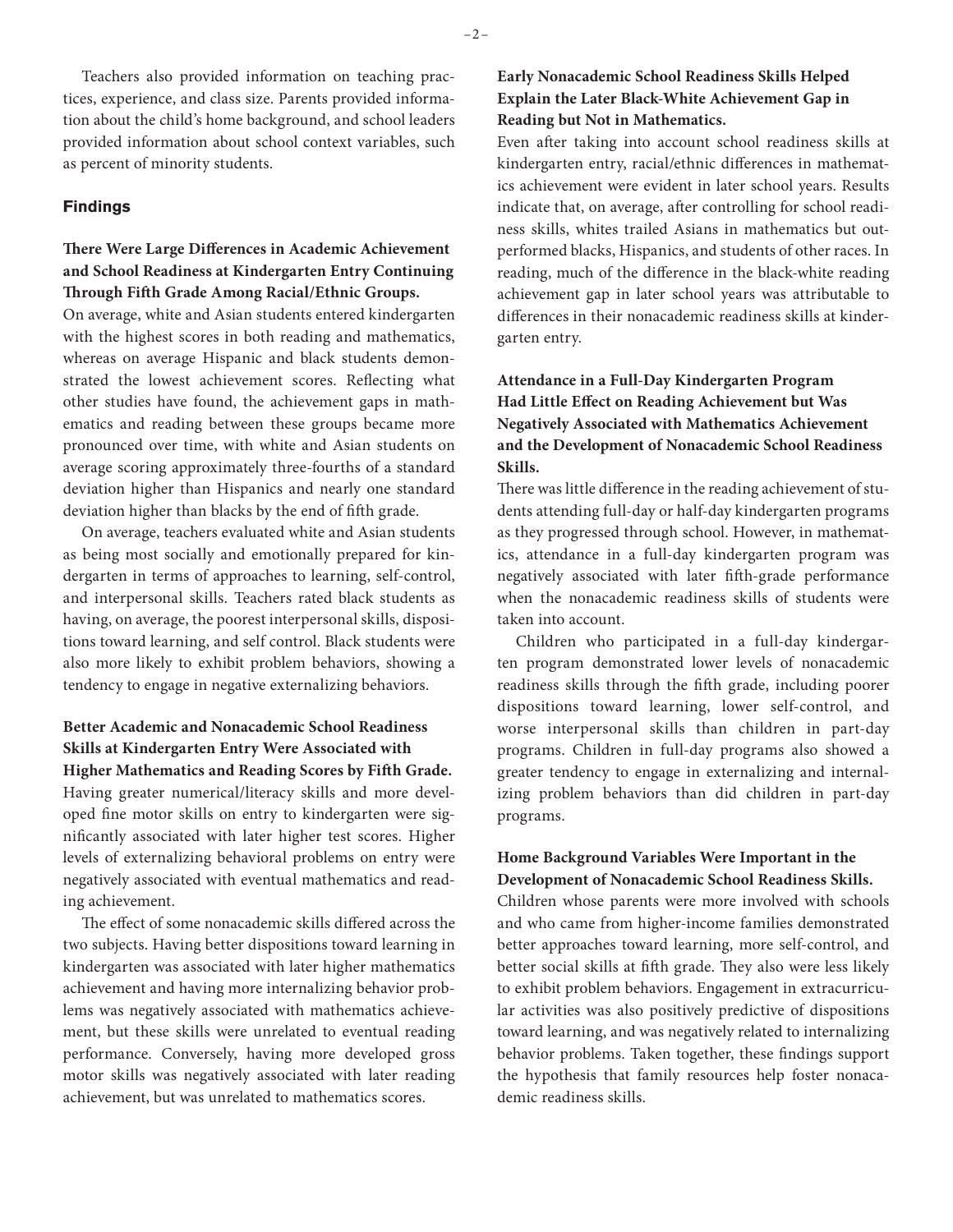Teachers also provided information on teaching practices, experience, and class size. Parents provided information about the child's home background, and school leaders provided information about school context variables, such as percent of minority students.

## Findings

**There Were Large Differences in Academic Achievement and School Readiness at Kindergarten Entry Continuing Through Fifth Grade Among Racial/Ethnic Groups.**

On average, white and Asian students entered kindergarten with the highest scores in both reading and mathematics, whereas on average Hispanic and black students demonstrated the lowest achievement scores. Reflecting what other studies have found, the achievement gaps in mathematics and reading between these groups became more pronounced over time, with white and Asian students on average scoring approximately three-fourths of a standard deviation higher than Hispanics and nearly one standard deviation higher than blacks by the end of fifth grade.

On average, teachers evaluated white and Asian students as being most socially and emotionally prepared for kindergarten in terms of approaches to learning, self-control, and interpersonal skills. Teachers rated black students as having, on average, the poorest interpersonal skills, dispositions toward learning, and self control. Black students were also more likely to exhibit problem behaviors, showing a tendency to engage in negative externalizing behaviors.

**Better Academic and Nonacademic School Readiness Skills at Kindergarten Entry Were Associated with Higher Mathematics and Reading Scores by Fifth Grade.**

Having greater numerical/literacy skills and more developed fine motor skills on entry to kindergarten were significantly associated with later higher test scores. Higher levels of externalizing behavioral problems on entry were negatively associated with eventual mathematics and reading achievement.

The effect of some nonacademic skills differed across the two subjects. Having better dispositions toward learning in kindergarten was associated with later higher mathematics achievement and having more internalizing behavior problems was negatively associated with mathematics achievement, but these skills were unrelated to eventual reading performance. Conversely, having more developed gross motor skills was negatively associated with later reading achievement, but was unrelated to mathematics scores.

**Early Nonacademic School Readiness Skills Helped Explain the Later Black-White Achievement Gap in Reading but Not in Mathematics.**

Even after taking into account school readiness skills at kindergarten entry, racial/ethnic differences in mathematics achievement were evident in later school years. Results indicate that, on average, after controlling for school readiness skills, whites trailed Asians in mathematics but outperformed blacks, Hispanics, and students of other races. In reading, much of the difference in the black-white reading achievement gap in later school years was attributable to differences in their nonacademic readiness skills at kindergarten entry.

**Attendance in a Full-Day Kindergarten Program Had Little Effect on Reading Achievement but Was Negatively Associated with Mathematics Achievement and the Development of Nonacademic School Readiness Skills.**

There was little difference in the reading achievement of students attending full-day or half-day kindergarten programs as they progressed through school. However, in mathematics, attendance in a full-day kindergarten program was negatively associated with later fifth-grade performance when the nonacademic readiness skills of students were taken into account.

Children who participated in a full-day kindergarten program demonstrated lower levels of nonacademic readiness skills through the fifth grade, including poorer dispositions toward learning, lower self-control, and worse interpersonal skills than children in part-day programs. Children in full-day programs also showed a greater tendency to engage in externalizing and internalizing problem behaviors than did children in part-day programs.

**Home Background Variables Were Important in the Development of Nonacademic School Readiness Skills.**

Children whose parents were more involved with schools and who came from higher-income families demonstrated better approaches toward learning, more self-control, and better social skills at fifth grade. They also were less likely to exhibit problem behaviors. Engagement in extracurricular activities was also positively predictive of dispositions toward learning, and was negatively related to internalizing behavior problems. Taken together, these findings support the hypothesis that family resources help foster nonacademic readiness skills.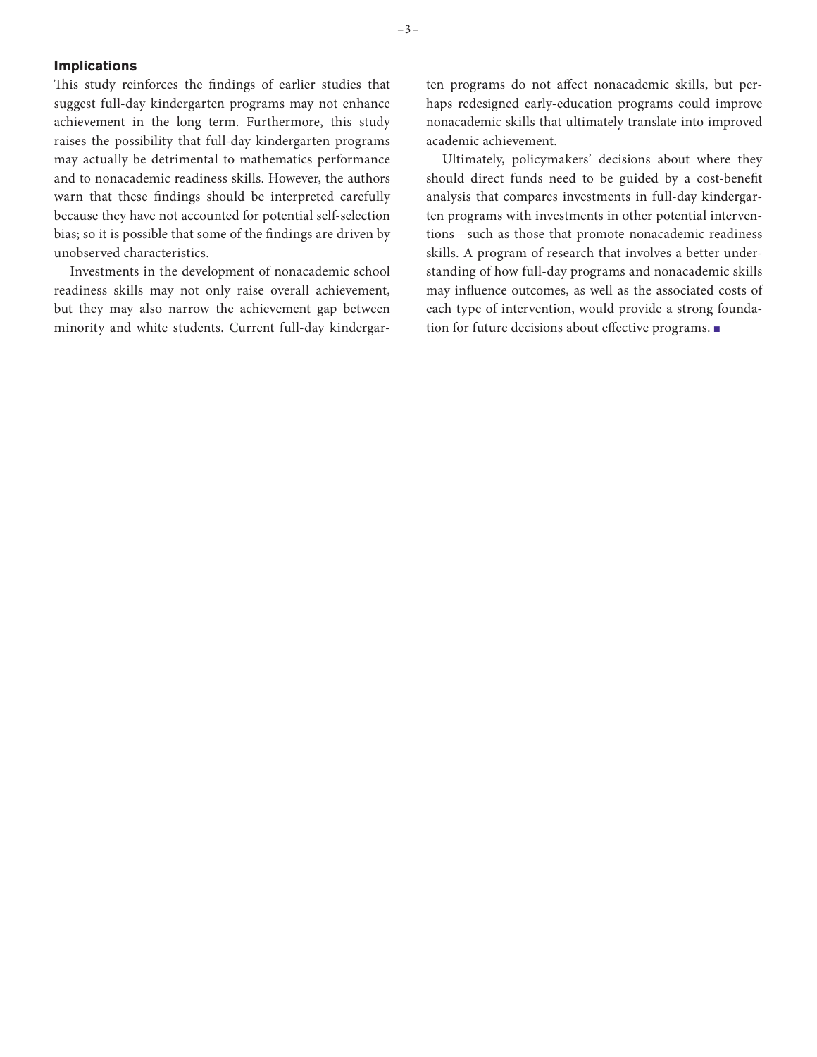## Implications

This study reinforces the findings of earlier studies that suggest full-day kindergarten programs may not enhance achievement in the long term. Furthermore, this study raises the possibility that full-day kindergarten programs may actually be detrimental to mathematics performance and to nonacademic readiness skills. However, the authors warn that these findings should be interpreted carefully because they have not accounted for potential self-selection bias; so it is possible that some of the findings are driven by unobserved characteristics.

Investments in the development of nonacademic school readiness skills may not only raise overall achievement, but they may also narrow the achievement gap between minority and white students. Current full-day kindergarten programs do not affect nonacademic skills, but perhaps redesigned early-education programs could improve nonacademic skills that ultimately translate into improved academic achievement.

Ultimately, policymakers' decisions about where they should direct funds need to be guided by a cost-benefit analysis that compares investments in full-day kindergarten programs with investments in other potential interventions—such as those that promote nonacademic readiness skills. A program of research that involves a better understanding of how full-day programs and nonacademic skills may influence outcomes, as well as the associated costs of each type of intervention, would provide a strong foundation for future decisions about effective programs. ■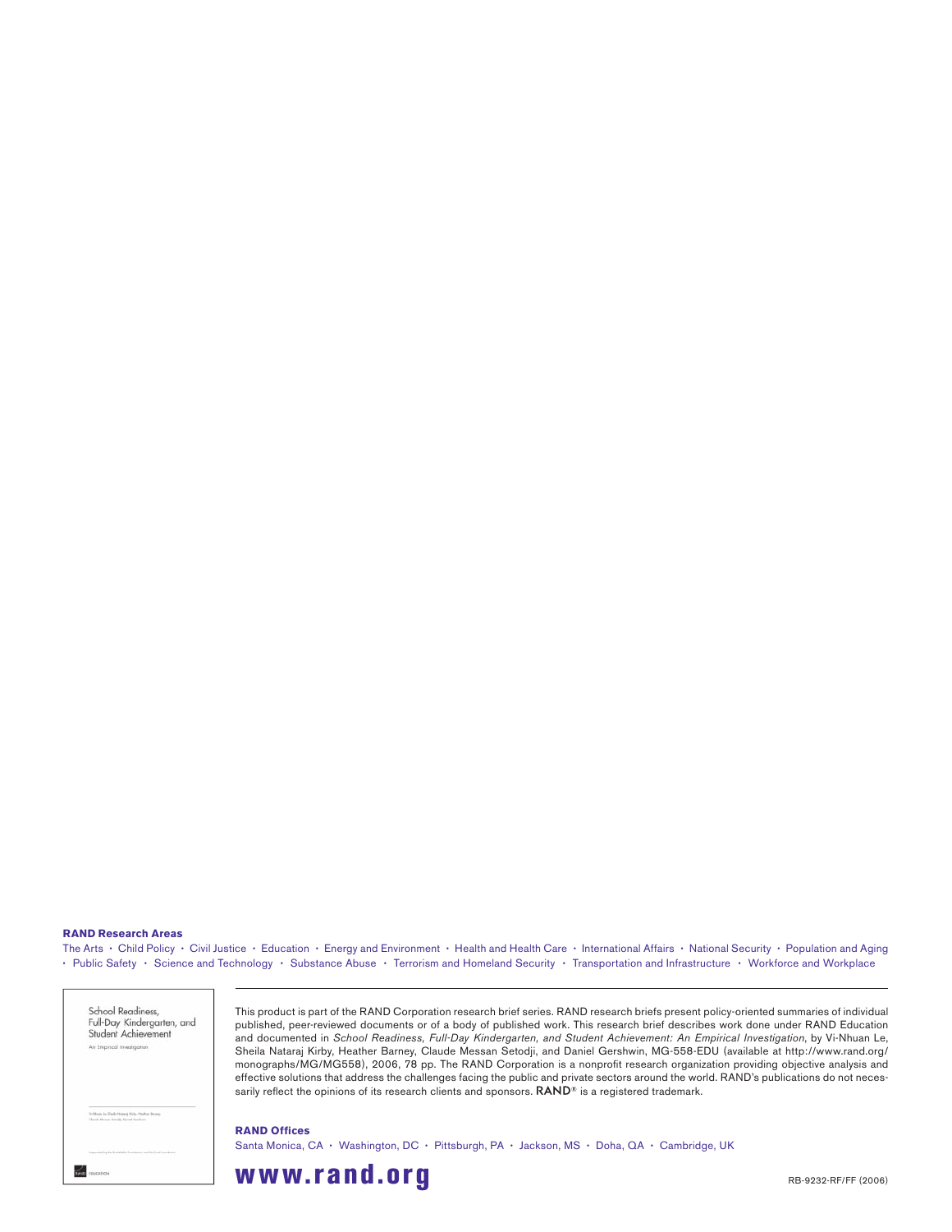**RAND Research Areas**

The Arts • Child Policy • Civil Justice • Education • Energy and Environment • Health and Health Care • International Affairs • National Security • Population and Aging • Public Safety • Science and Technology • Substance Abuse • Terrorism and Homeland Security • Transportation and Infrastructure • Workforce and Workplace

School Readiness, Full-Day Kindergarten, and Student Achievement

An Empirical Investigation

This product is part of the RAND Corporation research brief series. RAND research briefs present policy-oriented summaries of individual published, peer-reviewed documents or of a body of published work. This research brief describes work done under RAND Education and documented in *School Readiness, Full-Day Kindergarten, and Student Achievement: An Empirical Investigation*, by Vi-Nhuan Le, Sheila Nataraj Kirby, Heather Barney, Claude Messan Setodji, and Daniel Gershwin, MG-558-EDU (available at http://www.rand.org/monographs/MG/MG558), 2006, 78 pp. The RAND Corporation is a nonprofit research organization providing objective analysis and effective solutions that address the challenges facing the public and private sectors around the world. RAND's publications do not necessarily reflect the opinions of its research clients and sponsors. RAND® is a registered trademark.

**RAND Offices**

Santa Monica, CA • Washington, DC • Pittsburgh, PA • Jackson, MS • Doha, QA • Cambridge, UK

**www.rand.org**

RB-9232-RF/FF (2006)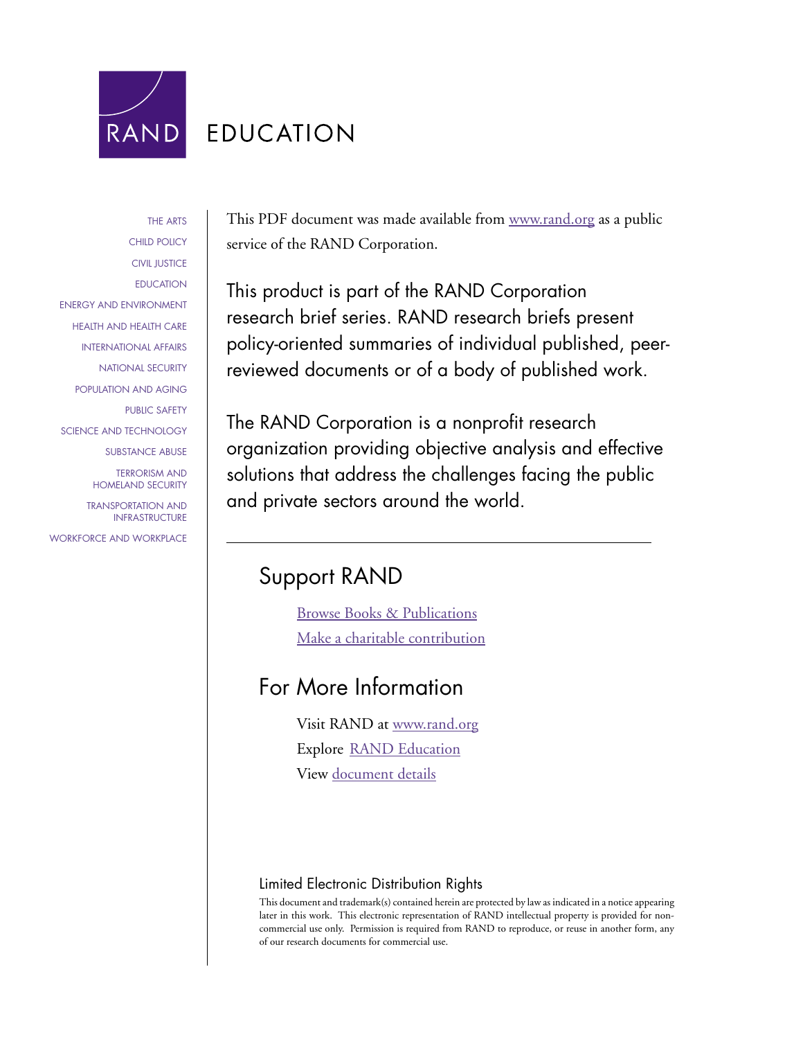RAND

EDUCATION

THE ARTS
CHILD POLICY
CIVIL JUSTICE
EDUCATION
ENERGY AND ENVIRONMENT
HEALTH AND HEALTH CARE
INTERNATIONAL AFFAIRS
NATIONAL SECURITY
POPULATION AND AGING
PUBLIC SAFETY
SCIENCE AND TECHNOLOGY
SUBSTANCE ABUSE
TERRORISM AND HOMELAND SECURITY
TRANSPORTATION AND INFRASTRUCTURE
WORKFORCE AND WORKPLACE

This PDF document was made available from www.rand.org as a public service of the RAND Corporation.

This product is part of the RAND Corporation research brief series. RAND research briefs present policy-oriented summaries of individual published, peer-reviewed documents or of a body of published work.

The RAND Corporation is a nonprofit research organization providing objective analysis and effective solutions that address the challenges facing the public and private sectors around the world.

## Support RAND

Browse Books & Publications
Make a charitable contribution

## For More Information

Visit RAND at www.rand.org
Explore RAND Education
View document details

### Limited Electronic Distribution Rights

This document and trademark(s) contained herein are protected by law as indicated in a notice appearing later in this work. This electronic representation of RAND intellectual property is provided for non-commercial use only. Permission is required from RAND to reproduce, or reuse in another form, any of our research documents for commercial use.